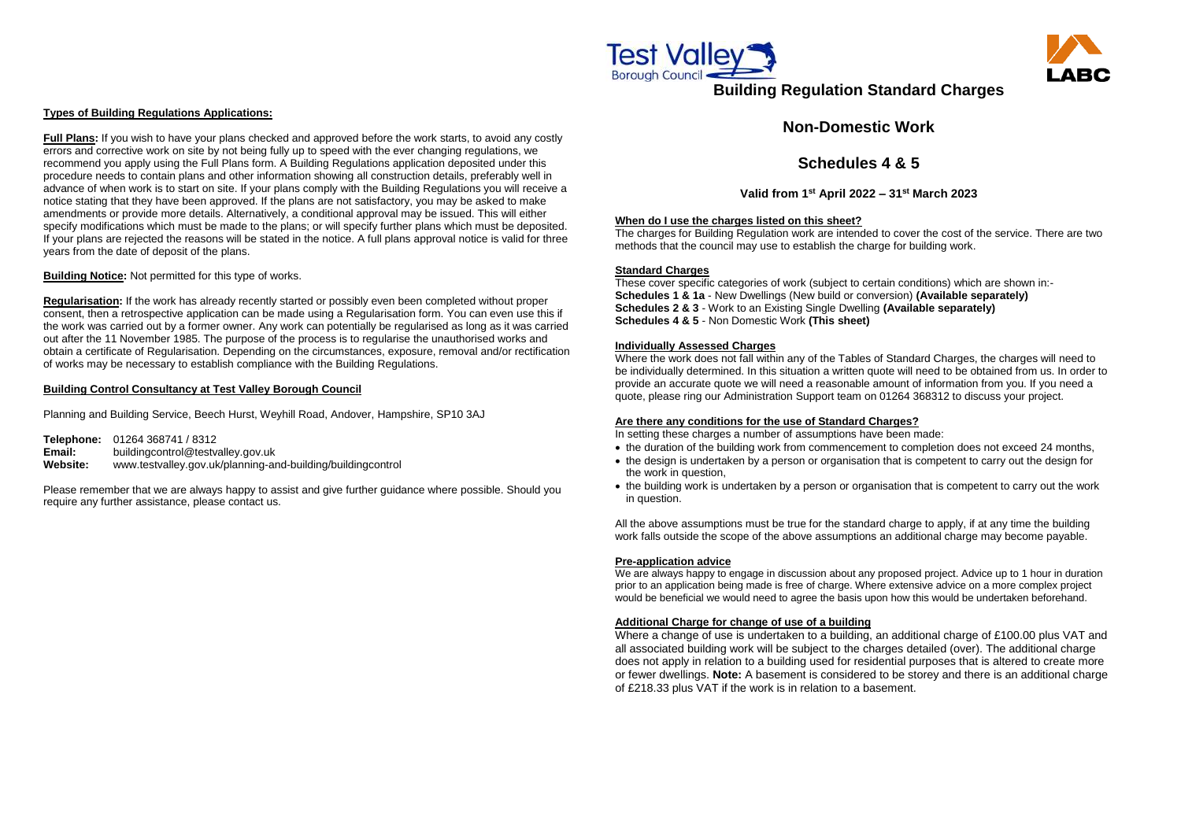## Types of Building Regulations Applications:

**Full Plans:** If you wish to have your plans checked and approved before the work starts, to avoid any costly errors and corrective work on site by not being fully up to speed with the ever changing regulations, we recommend you apply using the Full Plans form. A Building Regulations application deposited under this procedure needs to contain plans and other information showing all construction details, preferably well in advance of when work is to start on site. If your plans comply with the Building Regulations you will receive a notice stating that they have been approved. If the plans are not satisfactory, you may be asked to make amendments or provide more details. Alternatively, a conditional approval may be issued. This will either specify modifications which must be made to the plans; or will specify further plans which must be deposited. If your plans are rejected the reasons will be stated in the notice. A full plans approval notice is valid for three years from the date of deposit of the plans.

**Building Notice:** Not permitted for this type of works.

**Regularisation:** If the work has already recently started or possibly even been completed without proper consent, then a retrospective application can be made using a Regularisation form. You can even use this if the work was carried out by a former owner. Any work can potentially be regularised as long as it was carried out after the 11 November 1985. The purpose of the process is to regularise the unauthorised works and obtain a certificate of Regularisation. Depending on the circumstances, exposure, removal and/or rectification of works may be necessary to establish compliance with the Building Regulations.

## Building Control Consultancy at Test Valley Borough Council

Planning and Building Service, Beech Hurst, Weyhill Road, Andover, Hampshire, SP10 3AJ

**Telephone:** 01264 368741 / 8312
**Email:** buildingcontrol@testvalley.gov.uk
**Website:** www.testvalley.gov.uk/planning-and-building/buildingcontrol

Please remember that we are always happy to assist and give further guidance where possible. Should you require any further assistance, please contact us.

# Building Regulation Standard Charges

## Non-Domestic Work

## Schedules 4 & 5

**Valid from 1st April 2022 – 31st March 2023**

### When do I use the charges listed on this sheet?

The charges for Building Regulation work are intended to cover the cost of the service. There are two methods that the council may use to establish the charge for building work.

### Standard Charges

These cover specific categories of work (subject to certain conditions) which are shown in:-
**Schedules 1 & 1a** - New Dwellings (New build or conversion) **(Available separately)**
**Schedules 2 & 3** - Work to an Existing Single Dwelling **(Available separately)**
**Schedules 4 & 5** - Non Domestic Work **(This sheet)**

### Individually Assessed Charges

Where the work does not fall within any of the Tables of Standard Charges, the charges will need to be individually determined. In this situation a written quote will need to be obtained from us. In order to provide an accurate quote we will need a reasonable amount of information from you. If you need a quote, please ring our Administration Support team on 01264 368312 to discuss your project.

### Are there any conditions for the use of Standard Charges?

In setting these charges a number of assumptions have been made:

- the duration of the building work from commencement to completion does not exceed 24 months,
- the design is undertaken by a person or organisation that is competent to carry out the design for the work in question,
- the building work is undertaken by a person or organisation that is competent to carry out the work in question.

All the above assumptions must be true for the standard charge to apply, if at any time the building work falls outside the scope of the above assumptions an additional charge may become payable.

### Pre-application advice

We are always happy to engage in discussion about any proposed project. Advice up to 1 hour in duration prior to an application being made is free of charge. Where extensive advice on a more complex project would be beneficial we would need to agree the basis upon how this would be undertaken beforehand.

### Additional Charge for change of use of a building

Where a change of use is undertaken to a building, an additional charge of £100.00 plus VAT and all associated building work will be subject to the charges detailed (over). The additional charge does not apply in relation to a building used for residential purposes that is altered to create more or fewer dwellings. **Note:** A basement is considered to be storey and there is an additional charge of £218.33 plus VAT if the work is in relation to a basement.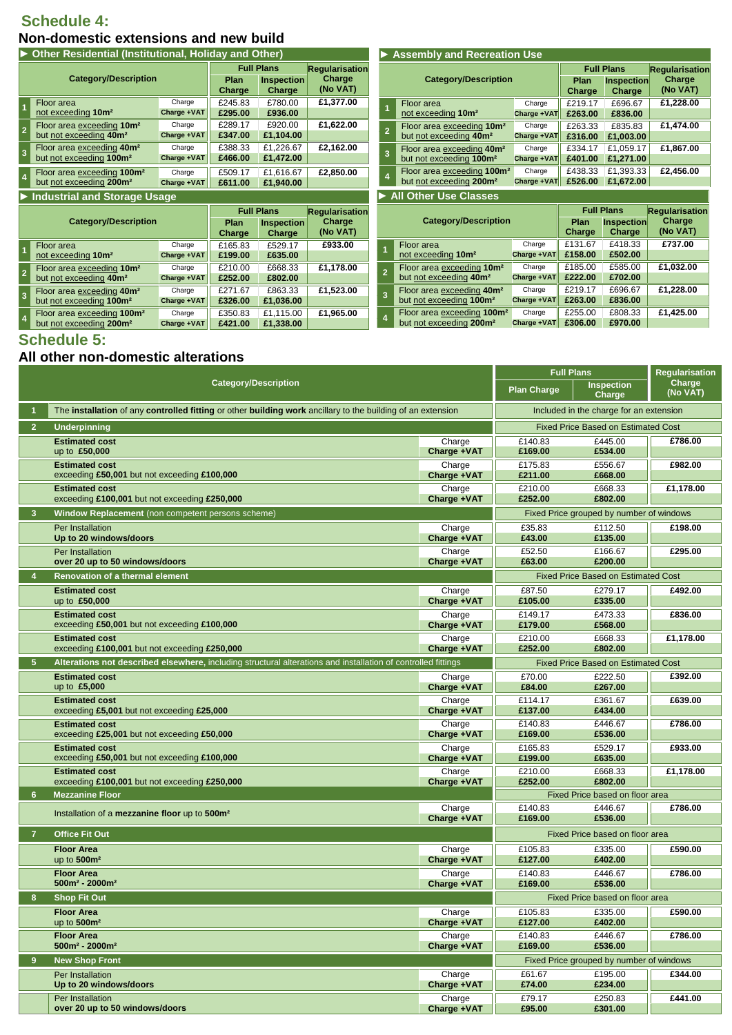# Schedule 4:

## Non-domestic extensions and new build

### ► Other Residential (Institutional, Holiday and Other)

| | Category/Description | | Full Plans | | Regularisation Charge (No VAT) |
|---|---|---|---|---|---|
| | | | Plan Charge | Inspection Charge | |
| 1 | Floor area not exceeding 10m² | Charge | £245.83 | £780.00 | £1,377.00 |
| | | Charge +VAT | £295.00 | £936.00 | |
| 2 | Floor area exceeding 10m² but not exceeding 40m² | Charge | £289.17 | £920.00 | £1,622.00 |
| | | Charge +VAT | £347.00 | £1,104.00 | |
| 3 | Floor area exceeding 40m² but not exceeding 100m² | Charge | £388.33 | £1,226.67 | £2,162.00 |
| | | Charge +VAT | £466.00 | £1,472.00 | |
| 4 | Floor area exceeding 100m² but not exceeding 200m² | Charge | £509.17 | £1,616.67 | £2,850.00 |
| | | Charge +VAT | £611.00 | £1,940.00 | |

### ► Industrial and Storage Usage

| | Category/Description | | Full Plans | | Regularisation Charge (No VAT) |
|---|---|---|---|---|---|
| | | | Plan Charge | Inspection Charge | |
| 1 | Floor area not exceeding 10m² | Charge | £165.83 | £529.17 | £933.00 |
| | | Charge +VAT | £199.00 | £635.00 | |
| 2 | Floor area exceeding 10m² but not exceeding 40m² | Charge | £210.00 | £668.33 | £1,178.00 |
| | | Charge +VAT | £252.00 | £802.00 | |
| 3 | Floor area exceeding 40m² but not exceeding 100m² | Charge | £271.67 | £863.33 | £1,523.00 |
| | | Charge +VAT | £326.00 | £1,036.00 | |
| 4 | Floor area exceeding 100m² but not exceeding 200m² | Charge | £350.83 | £1,115.00 | £1,965.00 |
| | | Charge +VAT | £421.00 | £1,338.00 | |

### ► Assembly and Recreation Use

| | Category/Description | | Full Plans | | Regularisation Charge (No VAT) |
|---|---|---|---|---|---|
| | | | Plan Charge | Inspection Charge | |
| 1 | Floor area not exceeding 10m² | Charge | £219.17 | £696.67 | £1,228.00 |
| | | Charge +VAT | £263.00 | £836.00 | |
| 2 | Floor area exceeding 10m² but not exceeding 40m² | Charge | £263.33 | £835.83 | £1,474.00 |
| | | Charge +VAT | £316.00 | £1,003.00 | |
| 3 | Floor area exceeding 40m² but not exceeding 100m² | Charge | £334.17 | £1,059.17 | £1,867.00 |
| | | Charge +VAT | £401.00 | £1,271.00 | |
| 4 | Floor area exceeding 100m² but not exceeding 200m² | Charge | £438.33 | £1,393.33 | £2,456.00 |
| | | Charge +VAT | £526.00 | £1,672.00 | |

### ► All Other Use Classes

| | Category/Description | | Full Plans | | Regularisation Charge (No VAT) |
|---|---|---|---|---|---|
| | | | Plan Charge | Inspection Charge | |
| 1 | Floor area not exceeding 10m² | Charge | £131.67 | £418.33 | £737.00 |
| | | Charge +VAT | £158.00 | £502.00 | |
| 2 | Floor area exceeding 10m² but not exceeding 40m² | Charge | £185.00 | £585.00 | £1,032.00 |
| | | Charge +VAT | £222.00 | £702.00 | |
| 3 | Floor area exceeding 40m² but not exceeding 100m² | Charge | £219.17 | £696.67 | £1,228.00 |
| | | Charge +VAT | £263.00 | £836.00 | |
| 4 | Floor area exceeding 100m² but not exceeding 200m² | Charge | £255.00 | £808.33 | £1,425.00 |
| | | Charge +VAT | £306.00 | £970.00 | |

# Schedule 5:

## All other non-domestic alterations

| | Category/Description | | Full Plans | | Regularisation Charge (No VAT) |
|---|---|---|---|---|---|
| | | | Plan Charge | Inspection Charge | |
| 1 | The **installation** of any **controlled fitting** or other **building work** ancillary to the building of an extension | | Included in the charge for an extension | | |
| 2 | **Underpinning** | | Fixed Price Based on Estimated Cost | | |
| | **Estimated cost** up to **£50,000** | Charge | £140.83 | £445.00 | £786.00 |
| | | Charge +VAT | £169.00 | £534.00 | |
| | **Estimated cost** exceeding **£50,001** but not exceeding **£100,000** | Charge | £175.83 | £556.67 | £982.00 |
| | | Charge +VAT | £211.00 | £668.00 | |
| | **Estimated cost** exceeding **£100,001** but not exceeding **£250,000** | Charge | £210.00 | £668.33 | £1,178.00 |
| | | Charge +VAT | £252.00 | £802.00 | |
| 3 | **Window Replacement** (non competent persons scheme) | | Fixed Price grouped by number of windows | | |
| | Per Installation **Up to 20 windows/doors** | Charge | £35.83 | £112.50 | £198.00 |
| | | Charge +VAT | £43.00 | £135.00 | |
| | Per Installation **over 20 up to 50 windows/doors** | Charge | £52.50 | £166.67 | £295.00 |
| | | Charge +VAT | £63.00 | £200.00 | |
| 4 | **Renovation of a thermal element** | | Fixed Price Based on Estimated Cost | | |
| | **Estimated cost** up to **£50,000** | Charge | £87.50 | £279.17 | £492.00 |
| | | Charge +VAT | £105.00 | £335.00 | |
| | **Estimated cost** exceeding **£50,001** but not exceeding **£100,000** | Charge | £149.17 | £473.33 | £836.00 |
| | | Charge +VAT | £179.00 | £568.00 | |
| | **Estimated cost** exceeding **£100,001** but not exceeding **£250,000** | Charge | £210.00 | £668.33 | £1,178.00 |
| | | Charge +VAT | £252.00 | £802.00 | |
| 5 | **Alterations not described elsewhere,** including structural alterations and installation of controlled fittings | | Fixed Price Based on Estimated Cost | | |
| | **Estimated cost** up to **£5,000** | Charge | £70.00 | £222.50 | £392.00 |
| | | Charge +VAT | £84.00 | £267.00 | |
| | **Estimated cost** exceeding **£5,001** but not exceeding **£25,000** | Charge | £114.17 | £361.67 | £639.00 |
| | | Charge +VAT | £137.00 | £434.00 | |
| | **Estimated cost** exceeding **£25,001** but not exceeding **£50,000** | Charge | £140.83 | £446.67 | £786.00 |
| | | Charge +VAT | £169.00 | £536.00 | |
| | **Estimated cost** exceeding **£50,001** but not exceeding **£100,000** | Charge | £165.83 | £529.17 | £933.00 |
| | | Charge +VAT | £199.00 | £635.00 | |
| | **Estimated cost** exceeding **£100,001** but not exceeding **£250,000** | Charge | £210.00 | £668.33 | £1,178.00 |
| | | Charge +VAT | £252.00 | £802.00 | |
| 6 | **Mezzanine Floor** | | Fixed Price based on floor area | | |
| | Installation of a **mezzanine floor** up to **500m²** | Charge | £140.83 | £446.67 | £786.00 |
| | | Charge +VAT | £169.00 | £536.00 | |
| 7 | **Office Fit Out** | | Fixed Price based on floor area | | |
| | **Floor Area** up to **500m²** | Charge | £105.83 | £335.00 | £590.00 |
| | | Charge +VAT | £127.00 | £402.00 | |
| | **Floor Area** **500m² - 2000m²** | Charge | £140.83 | £446.67 | £786.00 |
| | | Charge +VAT | £169.00 | £536.00 | |
| 8 | **Shop Fit Out** | | Fixed Price based on floor area | | |
| | **Floor Area** up to **500m²** | Charge | £105.83 | £335.00 | £590.00 |
| | | Charge +VAT | £127.00 | £402.00 | |
| | **Floor Area** **500m² - 2000m²** | Charge | £140.83 | £446.67 | £786.00 |
| | | Charge +VAT | £169.00 | £536.00 | |
| 9 | **New Shop Front** | | Fixed Price grouped by number of windows | | |
| | Per Installation **Up to 20 windows/doors** | Charge | £61.67 | £195.00 | £344.00 |
| | | Charge +VAT | £74.00 | £234.00 | |
| | Per Installation **over 20 up to 50 windows/doors** | Charge | £79.17 | £250.83 | £441.00 |
| | | Charge +VAT | £95.00 | £301.00 | |